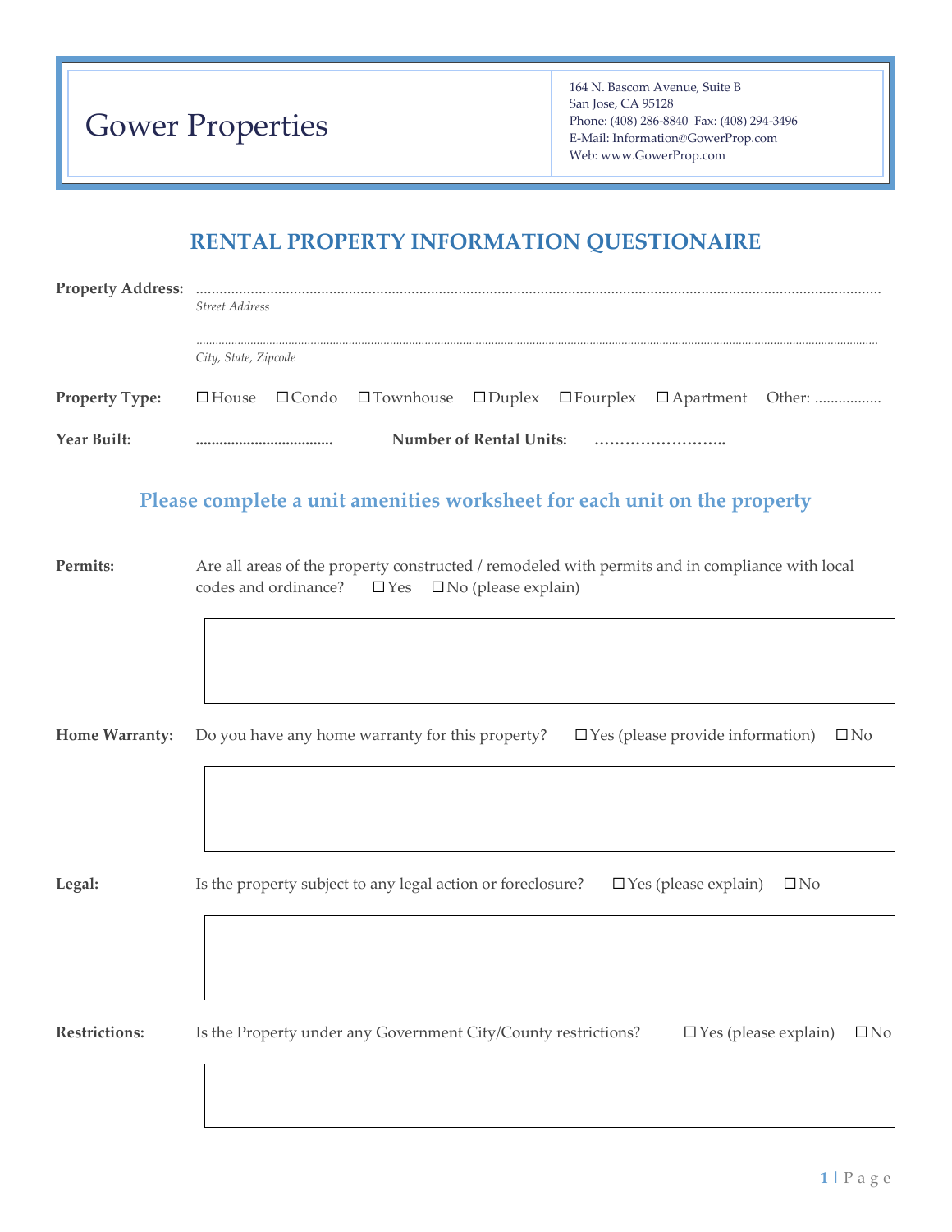# Gower Properties

164 N. Bascom Avenue, Suite B
San Jose, CA 95128
Phone: (408) 286-8840 Fax: (408) 294-3496
E-Mail: Information@GowerProp.com
Web: www.GowerProp.com

## RENTAL PROPERTY INFORMATION QUESTIONAIRE

**Property Address:** ..........................................................................................................................................................
*Street Address*

..........................................................................................................................................................
*City, State, Zipcode*

**Property Type:** ☐ House ☐ Condo ☐ Townhouse ☐ Duplex ☐ Fourplex ☐ Apartment Other: ................

**Year Built:** .................................. **Number of Rental Units:** ……………………..

### Please complete a unit amenities worksheet for each unit on the property

**Permits:** Are all areas of the property constructed / remodeled with permits and in compliance with local codes and ordinance? ☐ Yes ☐ No (please explain)

**Home Warranty:** Do you have any home warranty for this property? ☐ Yes (please provide information) ☐ No

**Legal:** Is the property subject to any legal action or foreclosure? ☐ Yes (please explain) ☐ No

**Restrictions:** Is the Property under any Government City/County restrictions? ☐ Yes (please explain) ☐ No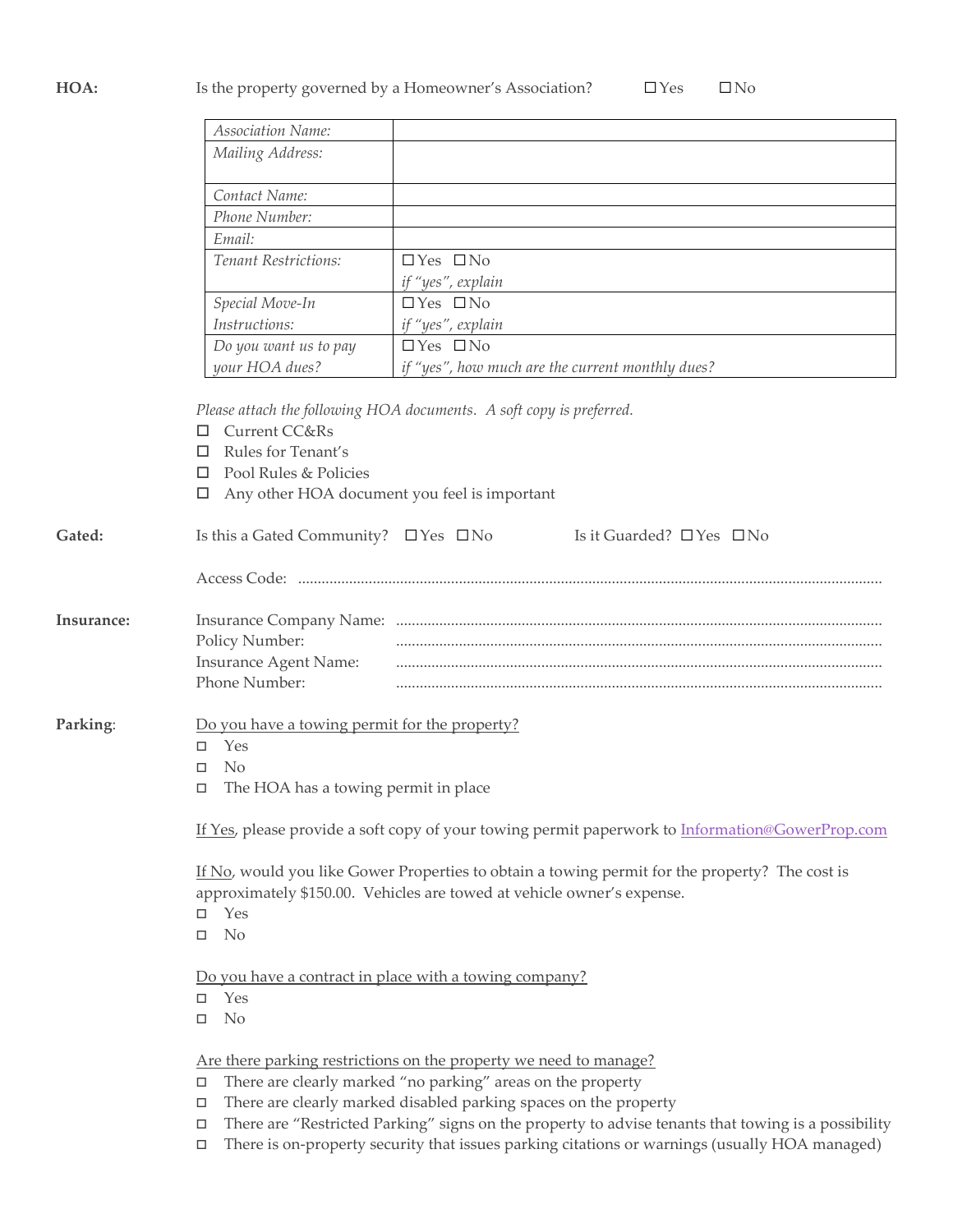**HOA:** Is the property governed by a Homeowner's Association? ☐ Yes ☐ No

| | |
|---|---|
| *Association Name:* | |
| *Mailing Address:* | |
| *Contact Name:* | |
| *Phone Number:* | |
| *Email:* | |
| *Tenant Restrictions:* | ☐ Yes ☐ No *if "yes", explain* |
| *Special Move-In Instructions:* | ☐ Yes ☐ No *if "yes", explain* |
| *Do you want us to pay your HOA dues?* | ☐ Yes ☐ No *if "yes", how much are the current monthly dues?* |

*Please attach the following HOA documents. A soft copy is preferred.*

- ☐ Current CC&Rs
- ☐ Rules for Tenant's
- ☐ Pool Rules & Policies
- ☐ Any other HOA document you feel is important

**Gated:** Is this a Gated Community? ☐ Yes ☐ No Is it Guarded? ☐ Yes ☐ No

Access Code: ..........................................................................................

**Insurance:**

Insurance Company Name: ..........................................................................................

Policy Number: ..........................................................................................

Insurance Agent Name: ..........................................................................................

Phone Number: ..........................................................................................

**Parking**:

Do you have a towing permit for the property?

- ☐ Yes
- ☐ No
- ☐ The HOA has a towing permit in place

If Yes, please provide a soft copy of your towing permit paperwork to Information@GowerProp.com

If No, would you like Gower Properties to obtain a towing permit for the property? The cost is approximately $150.00. Vehicles are towed at vehicle owner's expense.

- ☐ Yes
- ☐ No

Do you have a contract in place with a towing company?

- ☐ Yes
- ☐ No

Are there parking restrictions on the property we need to manage?

- ☐ There are clearly marked "no parking" areas on the property
- ☐ There are clearly marked disabled parking spaces on the property
- ☐ There are "Restricted Parking" signs on the property to advise tenants that towing is a possibility
- ☐ There is on-property security that issues parking citations or warnings (usually HOA managed)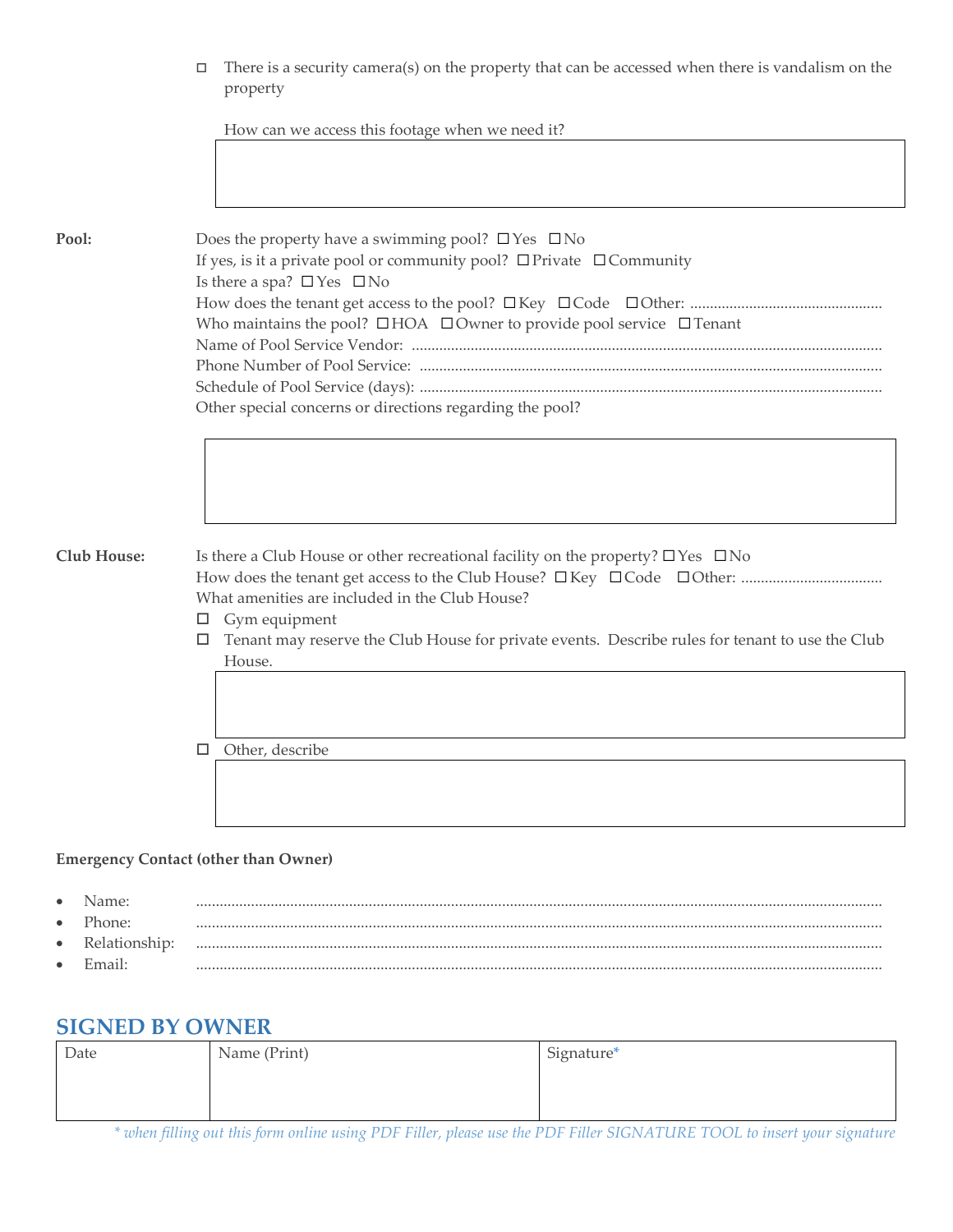- ☐ There is a security camera(s) on the property that can be accessed when there is vandalism on the property

  How can we access this footage when we need it?

**Pool:**

Does the property have a swimming pool? ☐ Yes ☐ No
If yes, is it a private pool or community pool? ☐ Private ☐ Community
Is there a spa? ☐ Yes ☐ No
How does the tenant get access to the pool? ☐ Key ☐ Code ☐ Other: ................................................
Who maintains the pool? ☐ HOA ☐ Owner to provide pool service ☐ Tenant
Name of Pool Service Vendor: ......................................................................................................
Phone Number of Pool Service: ....................................................................................................
Schedule of Pool Service (days): ....................................................................................................
Other special concerns or directions regarding the pool?

**Club House:**

Is there a Club House or other recreational facility on the property? ☐ Yes ☐ No
How does the tenant get access to the Club House? ☐ Key ☐ Code ☐ Other: ...................................
What amenities are included in the Club House?

- ☐ Gym equipment
- ☐ Tenant may reserve the Club House for private events. Describe rules for tenant to use the Club House.
- ☐ Other, describe

**Emergency Contact (other than Owner)**

- Name: ..........................................................................................................................................
- Phone: ..........................................................................................................................................
- Relationship: ..........................................................................................................................................
- Email: ..........................................................................................................................................

## SIGNED BY OWNER

| Date | Name (Print) | Signature* |
|---|---|---|
| | | |

*\* when filling out this form online using PDF Filler, please use the PDF Filler SIGNATURE TOOL to insert your signature*